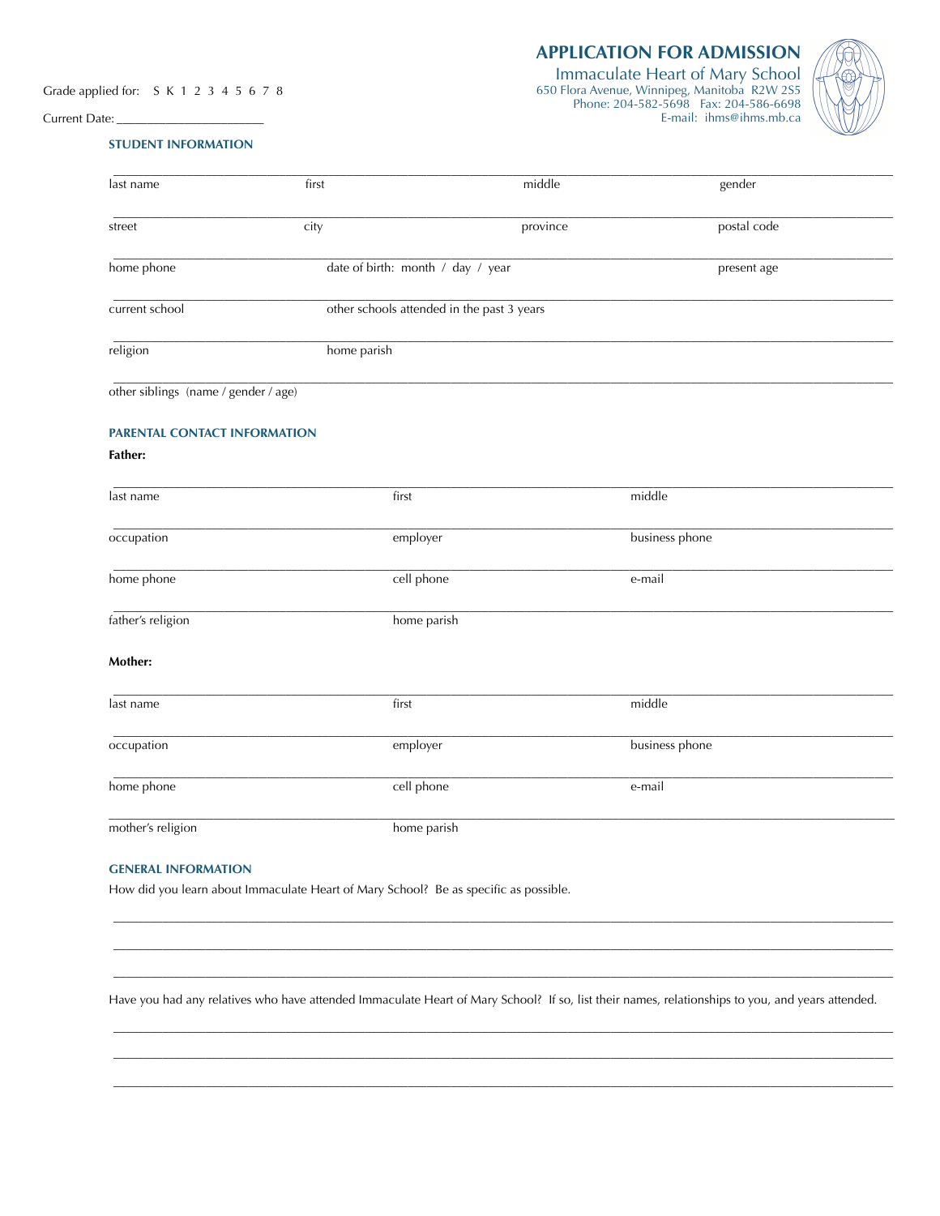# APPLICATION FOR ADMISSION

Immaculate Heart of Mary School
650 Flora Avenue, Winnipeg, Manitoba R2W 2S5
Phone: 204-582-5698 Fax: 204-586-6698
E-mail: ihms@ihms.mb.ca

Grade applied for: S K 1 2 3 4 5 6 7 8

Current Date: ______________________

## STUDENT INFORMATION

| last name | first | middle | gender |
|---|---|---|---|
| street | city | province | postal code |
| home phone | date of birth: month / day / year | | present age |
| current school | other schools attended in the past 3 years | | |
| religion | home parish | | |
| other siblings (name / gender / age) | | | |

## PARENTAL CONTACT INFORMATION

**Father:**

| last name | first | middle |
|---|---|---|
| occupation | employer | business phone |
| home phone | cell phone | e-mail |
| father's religion | home parish | |

**Mother:**

| last name | first | middle |
|---|---|---|
| occupation | employer | business phone |
| home phone | cell phone | e-mail |
| mother's religion | home parish | |

## GENERAL INFORMATION

How did you learn about Immaculate Heart of Mary School? Be as specific as possible.

______________________________________________________________________

______________________________________________________________________

______________________________________________________________________

Have you had any relatives who have attended Immaculate Heart of Mary School? If so, list their names, relationships to you, and years attended.

______________________________________________________________________

______________________________________________________________________

______________________________________________________________________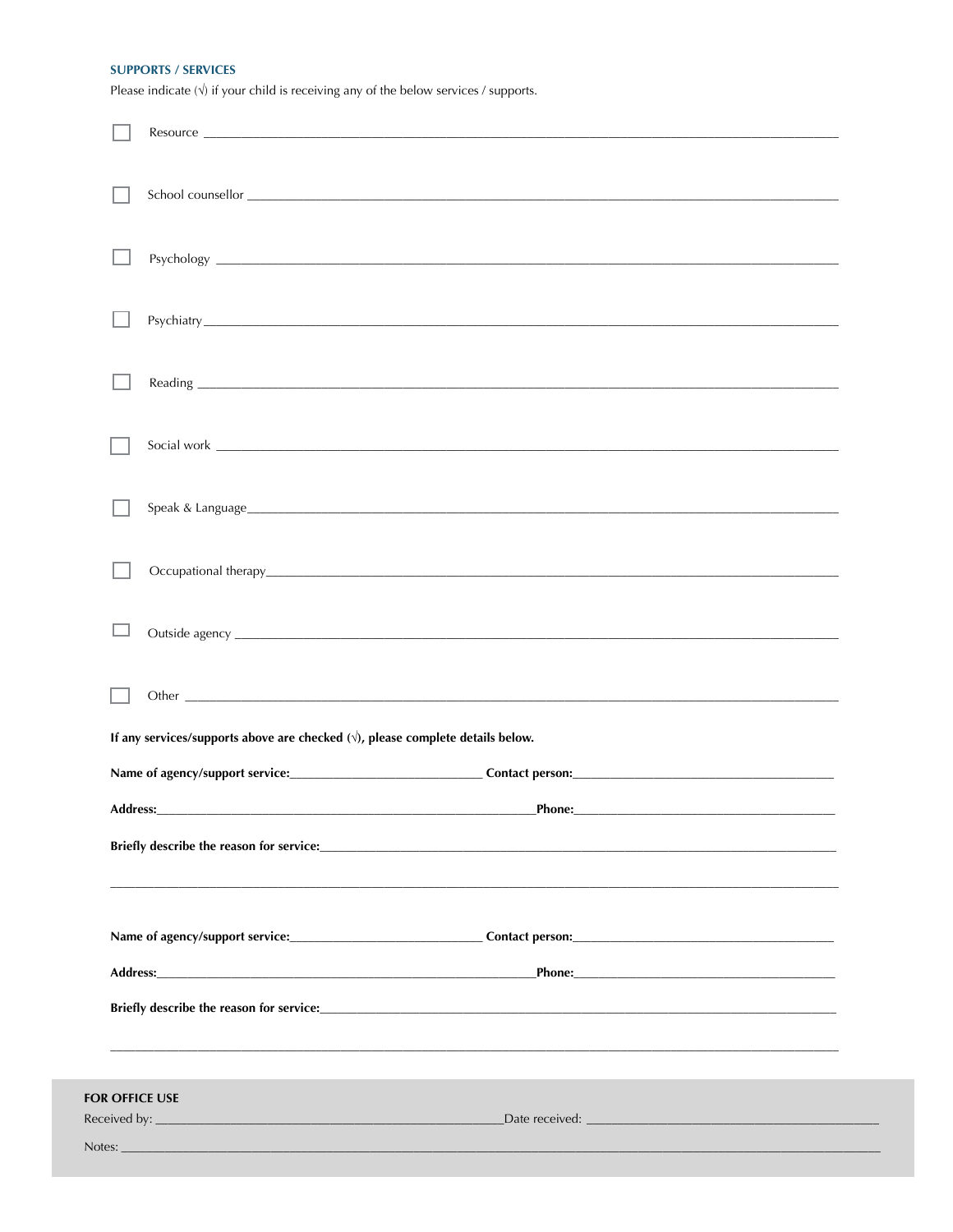## SUPPORTS / SERVICES

Please indicate (√) if your child is receiving any of the below services / supports.

☐ Resource ____________________

☐ School counsellor ____________________

☐ Psychology ____________________

☐ Psychiatry ____________________

☐ Reading ____________________

☐ Social work ____________________

☐ Speak & Language ____________________

☐ Occupational therapy ____________________

☐ Outside agency ____________________

☐ Other ____________________

**If any services/supports above are checked (√), please complete details below.**

**Name of agency/support service:**____________________ **Contact person:**____________________

**Address:**____________________ **Phone:**____________________

**Briefly describe the reason for service:**____________________

____________________

**Name of agency/support service:**____________________ **Contact person:**____________________

**Address:**____________________ **Phone:**____________________

**Briefly describe the reason for service:**____________________

____________________

**FOR OFFICE USE**

Received by: ____________________ Date received: ____________________

Notes: ____________________